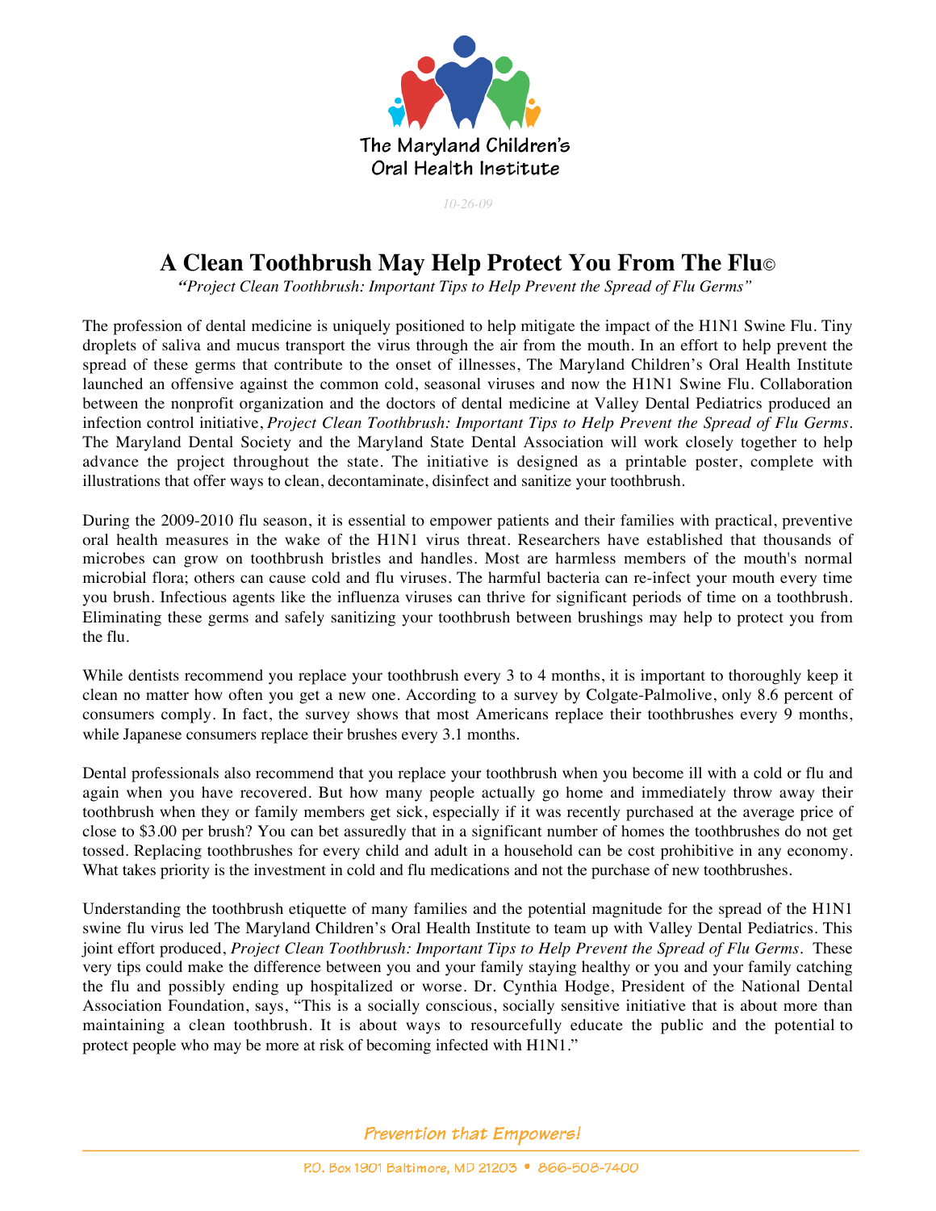The Maryland Children's Oral Health Institute

*10-26-09*

# A Clean Toothbrush May Help Protect You From The Flu©

*"Project Clean Toothbrush: Important Tips to Help Prevent the Spread of Flu Germs"*

The profession of dental medicine is uniquely positioned to help mitigate the impact of the H1N1 Swine Flu. Tiny droplets of saliva and mucus transport the virus through the air from the mouth. In an effort to help prevent the spread of these germs that contribute to the onset of illnesses, The Maryland Children's Oral Health Institute launched an offensive against the common cold, seasonal viruses and now the H1N1 Swine Flu. Collaboration between the nonprofit organization and the doctors of dental medicine at Valley Dental Pediatrics produced an infection control initiative, *Project Clean Toothbrush: Important Tips to Help Prevent the Spread of Flu Germs.* The Maryland Dental Society and the Maryland State Dental Association will work closely together to help advance the project throughout the state. The initiative is designed as a printable poster, complete with illustrations that offer ways to clean, decontaminate, disinfect and sanitize your toothbrush.

During the 2009-2010 flu season, it is essential to empower patients and their families with practical, preventive oral health measures in the wake of the H1N1 virus threat. Researchers have established that thousands of microbes can grow on toothbrush bristles and handles. Most are harmless members of the mouth's normal microbial flora; others can cause cold and flu viruses. The harmful bacteria can re-infect your mouth every time you brush. Infectious agents like the influenza viruses can thrive for significant periods of time on a toothbrush. Eliminating these germs and safely sanitizing your toothbrush between brushings may help to protect you from the flu.

While dentists recommend you replace your toothbrush every 3 to 4 months, it is important to thoroughly keep it clean no matter how often you get a new one. According to a survey by Colgate-Palmolive, only 8.6 percent of consumers comply. In fact, the survey shows that most Americans replace their toothbrushes every 9 months, while Japanese consumers replace their brushes every 3.1 months.

Dental professionals also recommend that you replace your toothbrush when you become ill with a cold or flu and again when you have recovered. But how many people actually go home and immediately throw away their toothbrush when they or family members get sick, especially if it was recently purchased at the average price of close to $3.00 per brush? You can bet assuredly that in a significant number of homes the toothbrushes do not get tossed. Replacing toothbrushes for every child and adult in a household can be cost prohibitive in any economy. What takes priority is the investment in cold and flu medications and not the purchase of new toothbrushes.

Understanding the toothbrush etiquette of many families and the potential magnitude for the spread of the H1N1 swine flu virus led The Maryland Children's Oral Health Institute to team up with Valley Dental Pediatrics. This joint effort produced, *Project Clean Toothbrush: Important Tips to Help Prevent the Spread of Flu Germs.* These very tips could make the difference between you and your family staying healthy or you and your family catching the flu and possibly ending up hospitalized or worse. Dr. Cynthia Hodge, President of the National Dental Association Foundation, says, "This is a socially conscious, socially sensitive initiative that is about more than maintaining a clean toothbrush. It is about ways to resourcefully educate the public and the potential to protect people who may be more at risk of becoming infected with H1N1."

*Prevention that Empowers!*

P.O. Box 1901 Baltimore, MD 21203 • 866-508-7400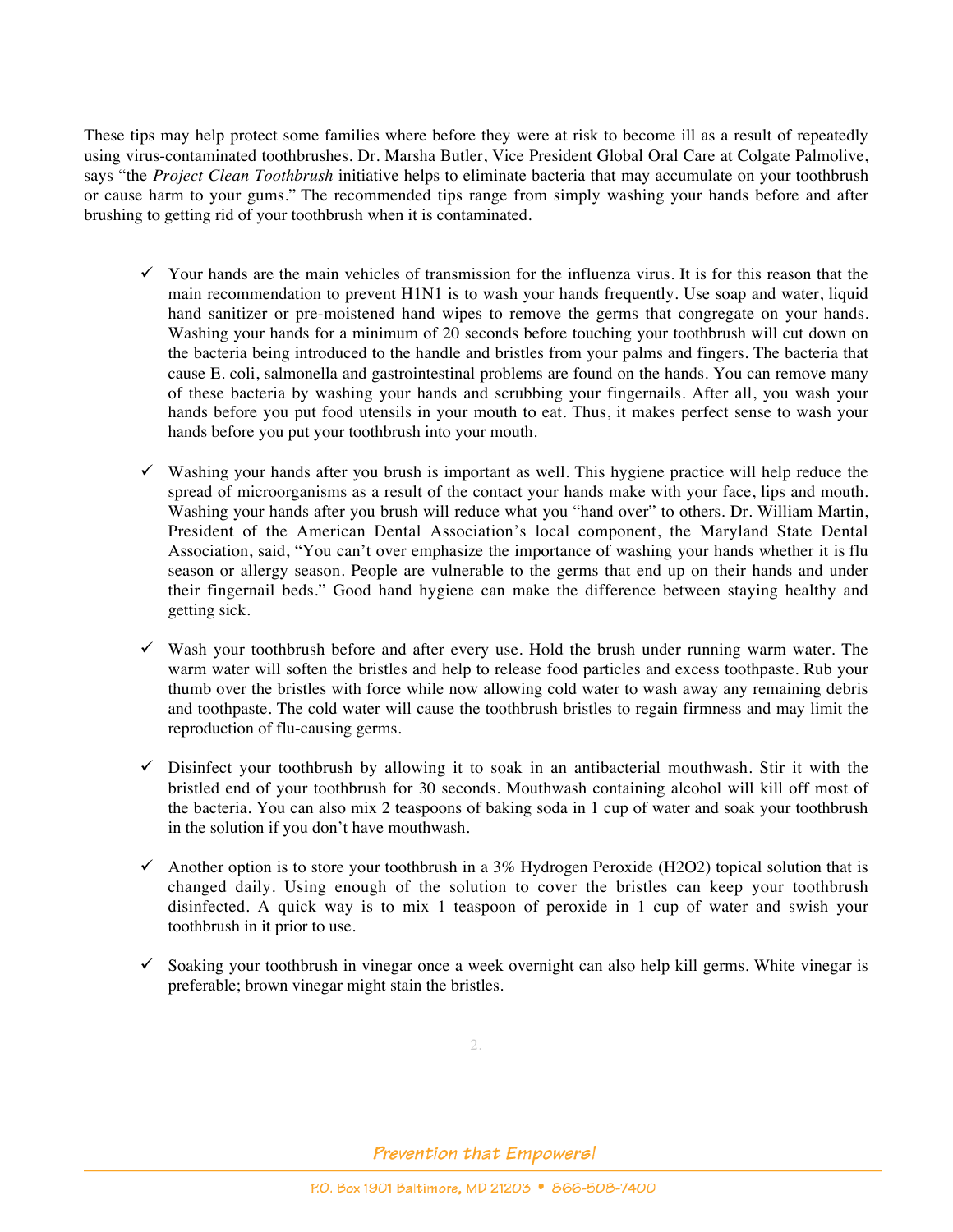These tips may help protect some families where before they were at risk to become ill as a result of repeatedly using virus-contaminated toothbrushes. Dr. Marsha Butler, Vice President Global Oral Care at Colgate Palmolive, says “the *Project Clean Toothbrush* initiative helps to eliminate bacteria that may accumulate on your toothbrush or cause harm to your gums.” The recommended tips range from simply washing your hands before and after brushing to getting rid of your toothbrush when it is contaminated.

- ✓ Your hands are the main vehicles of transmission for the influenza virus. It is for this reason that the main recommendation to prevent H1N1 is to wash your hands frequently. Use soap and water, liquid hand sanitizer or pre-moistened hand wipes to remove the germs that congregate on your hands. Washing your hands for a minimum of 20 seconds before touching your toothbrush will cut down on the bacteria being introduced to the handle and bristles from your palms and fingers. The bacteria that cause E. coli, salmonella and gastrointestinal problems are found on the hands. You can remove many of these bacteria by washing your hands and scrubbing your fingernails. After all, you wash your hands before you put food utensils in your mouth to eat. Thus, it makes perfect sense to wash your hands before you put your toothbrush into your mouth.

- ✓ Washing your hands after you brush is important as well. This hygiene practice will help reduce the spread of microorganisms as a result of the contact your hands make with your face, lips and mouth. Washing your hands after you brush will reduce what you “hand over” to others. Dr. William Martin, President of the American Dental Association’s local component, the Maryland State Dental Association, said, “You can’t over emphasize the importance of washing your hands whether it is flu season or allergy season. People are vulnerable to the germs that end up on their hands and under their fingernail beds.” Good hand hygiene can make the difference between staying healthy and getting sick.

- ✓ Wash your toothbrush before and after every use. Hold the brush under running warm water. The warm water will soften the bristles and help to release food particles and excess toothpaste. Rub your thumb over the bristles with force while now allowing cold water to wash away any remaining debris and toothpaste. The cold water will cause the toothbrush bristles to regain firmness and may limit the reproduction of flu-causing germs.

- ✓ Disinfect your toothbrush by allowing it to soak in an antibacterial mouthwash. Stir it with the bristled end of your toothbrush for 30 seconds. Mouthwash containing alcohol will kill off most of the bacteria. You can also mix 2 teaspoons of baking soda in 1 cup of water and soak your toothbrush in the solution if you don’t have mouthwash.

- ✓ Another option is to store your toothbrush in a 3% Hydrogen Peroxide ($H_2O_2$) topical solution that is changed daily. Using enough of the solution to cover the bristles can keep your toothbrush disinfected. A quick way is to mix 1 teaspoon of peroxide in 1 cup of water and swish your toothbrush in it prior to use.

- ✓ Soaking your toothbrush in vinegar once a week overnight can also help kill germs. White vinegar is preferable; brown vinegar might stain the bristles.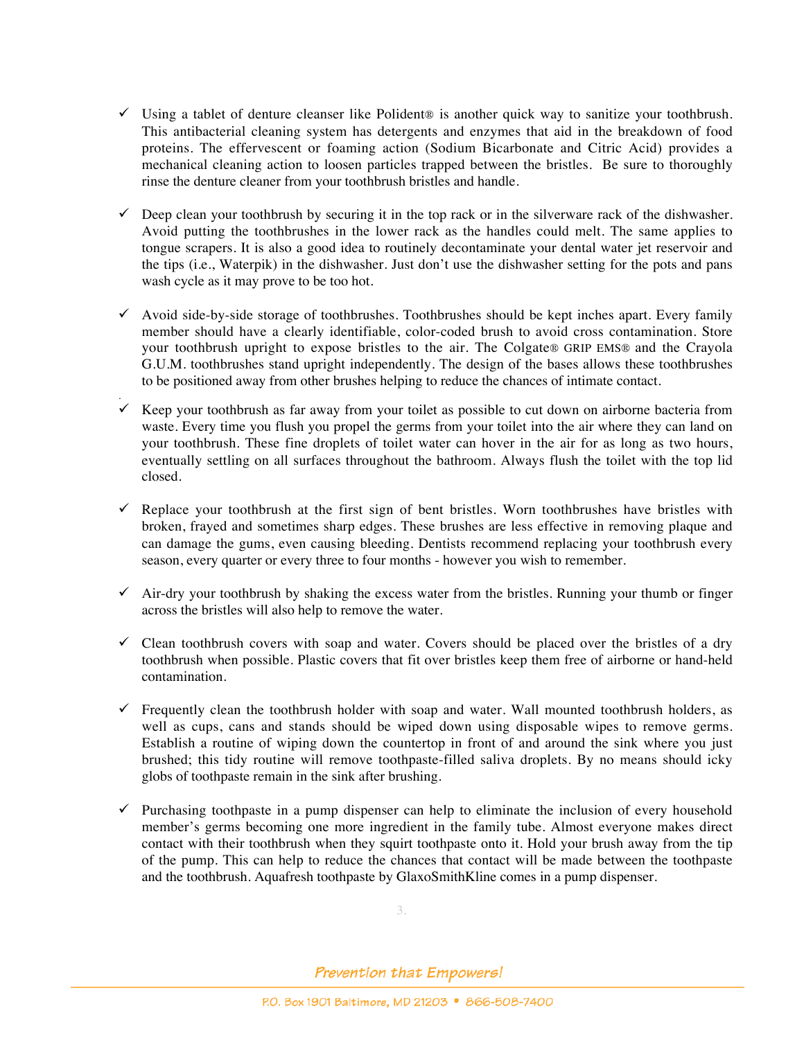- ✓ Using a tablet of denture cleanser like Polident® is another quick way to sanitize your toothbrush. This antibacterial cleaning system has detergents and enzymes that aid in the breakdown of food proteins. The effervescent or foaming action (Sodium Bicarbonate and Citric Acid) provides a mechanical cleaning action to loosen particles trapped between the bristles. Be sure to thoroughly rinse the denture cleaner from your toothbrush bristles and handle.

- ✓ Deep clean your toothbrush by securing it in the top rack or in the silverware rack of the dishwasher. Avoid putting the toothbrushes in the lower rack as the handles could melt. The same applies to tongue scrapers. It is also a good idea to routinely decontaminate your dental water jet reservoir and the tips (i.e., Waterpik) in the dishwasher. Just don't use the dishwasher setting for the pots and pans wash cycle as it may prove to be too hot.

- ✓ Avoid side-by-side storage of toothbrushes. Toothbrushes should be kept inches apart. Every family member should have a clearly identifiable, color-coded brush to avoid cross contamination. Store your toothbrush upright to expose bristles to the air. The Colgate® GRIP EMS® and the Crayola G.U.M. toothbrushes stand upright independently. The design of the bases allows these toothbrushes to be positioned away from other brushes helping to reduce the chances of intimate contact.

- ✓ Keep your toothbrush as far away from your toilet as possible to cut down on airborne bacteria from waste. Every time you flush you propel the germs from your toilet into the air where they can land on your toothbrush. These fine droplets of toilet water can hover in the air for as long as two hours, eventually settling on all surfaces throughout the bathroom. Always flush the toilet with the top lid closed.

- ✓ Replace your toothbrush at the first sign of bent bristles. Worn toothbrushes have bristles with broken, frayed and sometimes sharp edges. These brushes are less effective in removing plaque and can damage the gums, even causing bleeding. Dentists recommend replacing your toothbrush every season, every quarter or every three to four months - however you wish to remember.

- ✓ Air-dry your toothbrush by shaking the excess water from the bristles. Running your thumb or finger across the bristles will also help to remove the water.

- ✓ Clean toothbrush covers with soap and water. Covers should be placed over the bristles of a dry toothbrush when possible. Plastic covers that fit over bristles keep them free of airborne or hand-held contamination.

- ✓ Frequently clean the toothbrush holder with soap and water. Wall mounted toothbrush holders, as well as cups, cans and stands should be wiped down using disposable wipes to remove germs. Establish a routine of wiping down the countertop in front of and around the sink where you just brushed; this tidy routine will remove toothpaste-filled saliva droplets. By no means should icky globs of toothpaste remain in the sink after brushing.

- ✓ Purchasing toothpaste in a pump dispenser can help to eliminate the inclusion of every household member's germs becoming one more ingredient in the family tube. Almost everyone makes direct contact with their toothbrush when they squirt toothpaste onto it. Hold your brush away from the tip of the pump. This can help to reduce the chances that contact will be made between the toothpaste and the toothbrush. Aquafresh toothpaste by GlaxoSmithKline comes in a pump dispenser.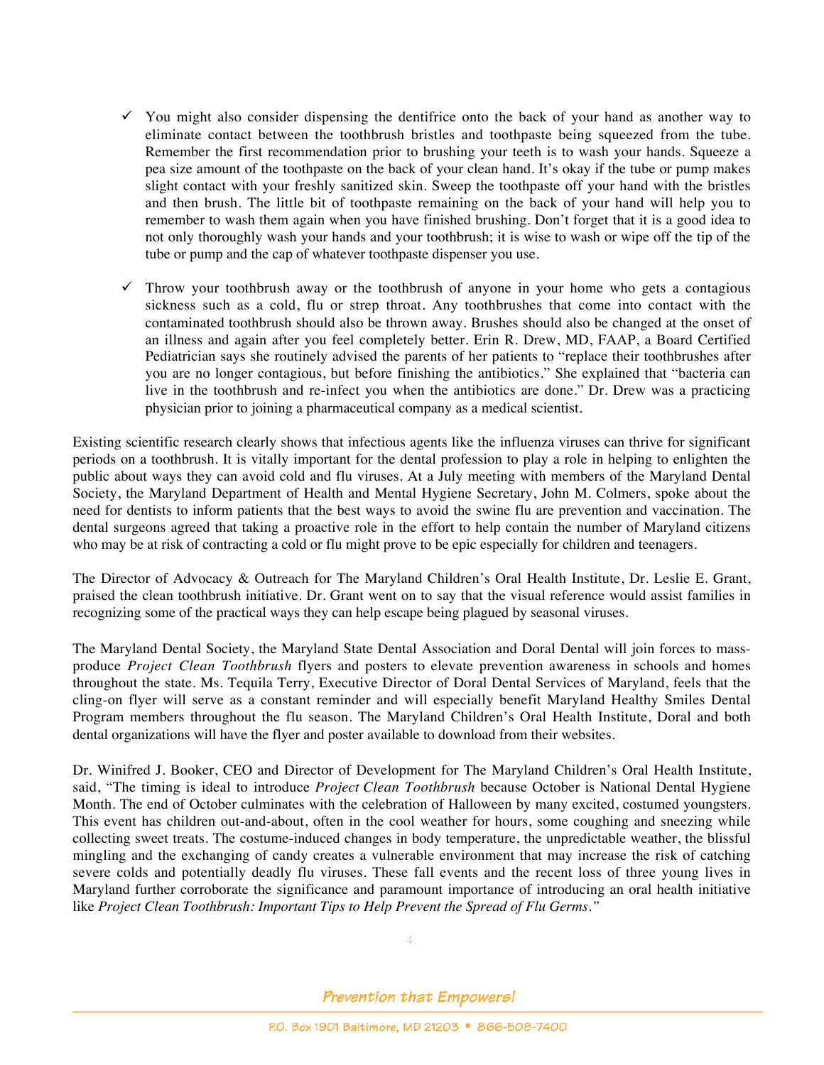- ✓ You might also consider dispensing the dentifrice onto the back of your hand as another way to eliminate contact between the toothbrush bristles and toothpaste being squeezed from the tube. Remember the first recommendation prior to brushing your teeth is to wash your hands. Squeeze a pea size amount of the toothpaste on the back of your clean hand. It's okay if the tube or pump makes slight contact with your freshly sanitized skin. Sweep the toothpaste off your hand with the bristles and then brush. The little bit of toothpaste remaining on the back of your hand will help you to remember to wash them again when you have finished brushing. Don't forget that it is a good idea to not only thoroughly wash your hands and your toothbrush; it is wise to wash or wipe off the tip of the tube or pump and the cap of whatever toothpaste dispenser you use.

- ✓ Throw your toothbrush away or the toothbrush of anyone in your home who gets a contagious sickness such as a cold, flu or strep throat. Any toothbrushes that come into contact with the contaminated toothbrush should also be thrown away. Brushes should also be changed at the onset of an illness and again after you feel completely better. Erin R. Drew, MD, FAAP, a Board Certified Pediatrician says she routinely advised the parents of her patients to "replace their toothbrushes after you are no longer contagious, but before finishing the antibiotics." She explained that "bacteria can live in the toothbrush and re-infect you when the antibiotics are done." Dr. Drew was a practicing physician prior to joining a pharmaceutical company as a medical scientist.

Existing scientific research clearly shows that infectious agents like the influenza viruses can thrive for significant periods on a toothbrush. It is vitally important for the dental profession to play a role in helping to enlighten the public about ways they can avoid cold and flu viruses. At a July meeting with members of the Maryland Dental Society, the Maryland Department of Health and Mental Hygiene Secretary, John M. Colmers, spoke about the need for dentists to inform patients that the best ways to avoid the swine flu are prevention and vaccination. The dental surgeons agreed that taking a proactive role in the effort to help contain the number of Maryland citizens who may be at risk of contracting a cold or flu might prove to be epic especially for children and teenagers.

The Director of Advocacy & Outreach for The Maryland Children's Oral Health Institute, Dr. Leslie E. Grant, praised the clean toothbrush initiative. Dr. Grant went on to say that the visual reference would assist families in recognizing some of the practical ways they can help escape being plagued by seasonal viruses.

The Maryland Dental Society, the Maryland State Dental Association and Doral Dental will join forces to mass-produce *Project Clean Toothbrush* flyers and posters to elevate prevention awareness in schools and homes throughout the state. Ms. Tequila Terry, Executive Director of Doral Dental Services of Maryland, feels that the cling-on flyer will serve as a constant reminder and will especially benefit Maryland Healthy Smiles Dental Program members throughout the flu season. The Maryland Children's Oral Health Institute, Doral and both dental organizations will have the flyer and poster available to download from their websites.

Dr. Winifred J. Booker, CEO and Director of Development for The Maryland Children's Oral Health Institute, said, "The timing is ideal to introduce *Project Clean Toothbrush* because October is National Dental Hygiene Month. The end of October culminates with the celebration of Halloween by many excited, costumed youngsters. This event has children out-and-about, often in the cool weather for hours, some coughing and sneezing while collecting sweet treats. The costume-induced changes in body temperature, the unpredictable weather, the blissful mingling and the exchanging of candy creates a vulnerable environment that may increase the risk of catching severe colds and potentially deadly flu viruses. These fall events and the recent loss of three young lives in Maryland further corroborate the significance and paramount importance of introducing an oral health initiative like *Project Clean Toothbrush: Important Tips to Help Prevent the Spread of Flu Germs."*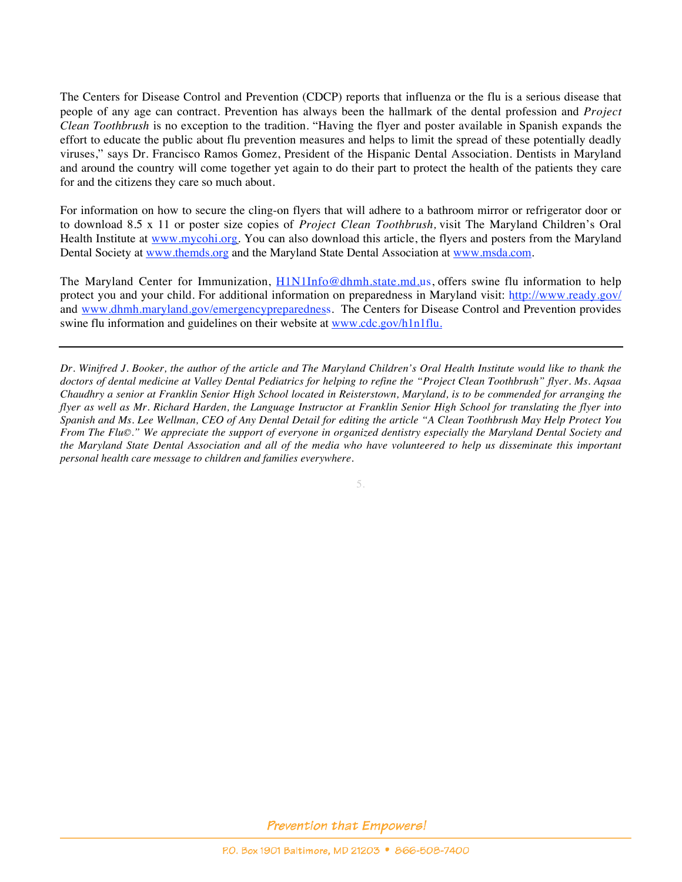The Centers for Disease Control and Prevention (CDCP) reports that influenza or the flu is a serious disease that people of any age can contract. Prevention has always been the hallmark of the dental profession and *Project Clean Toothbrush* is no exception to the tradition. "Having the flyer and poster available in Spanish expands the effort to educate the public about flu prevention measures and helps to limit the spread of these potentially deadly viruses," says Dr. Francisco Ramos Gomez, President of the Hispanic Dental Association. Dentists in Maryland and around the country will come together yet again to do their part to protect the health of the patients they care for and the citizens they care so much about.

For information on how to secure the cling-on flyers that will adhere to a bathroom mirror or refrigerator door or to download 8.5 x 11 or poster size copies of *Project Clean Toothbrush,* visit The Maryland Children's Oral Health Institute at www.mycohi.org. You can also download this article, the flyers and posters from the Maryland Dental Society at www.themds.org and the Maryland State Dental Association at www.msda.com.

The Maryland Center for Immunization, H1N1Info@dhmh.state.md.us, offers swine flu information to help protect you and your child. For additional information on preparedness in Maryland visit: http://www.ready.gov/ and www.dhmh.maryland.gov/emergencypreparedness. The Centers for Disease Control and Prevention provides swine flu information and guidelines on their website at www.cdc.gov/h1n1flu.

---

*Dr. Winifred J. Booker, the author of the article and The Maryland Children's Oral Health Institute would like to thank the doctors of dental medicine at Valley Dental Pediatrics for helping to refine the "Project Clean Toothbrush" flyer. Ms. Aqsaa Chaudhry a senior at Franklin Senior High School located in Reisterstown, Maryland, is to be commended for arranging the flyer as well as Mr. Richard Harden, the Language Instructor at Franklin Senior High School for translating the flyer into Spanish and Ms. Lee Wellman, CEO of Any Dental Detail for editing the article "A Clean Toothbrush May Help Protect You From The Flu©." We appreciate the support of everyone in organized dentistry especially the Maryland Dental Society and the Maryland State Dental Association and all of the media who have volunteered to help us disseminate this important personal health care message to children and families everywhere.*

Prevention that Empowers!

P.O. Box 1901 Baltimore, MD 21203 • 866-508-7400